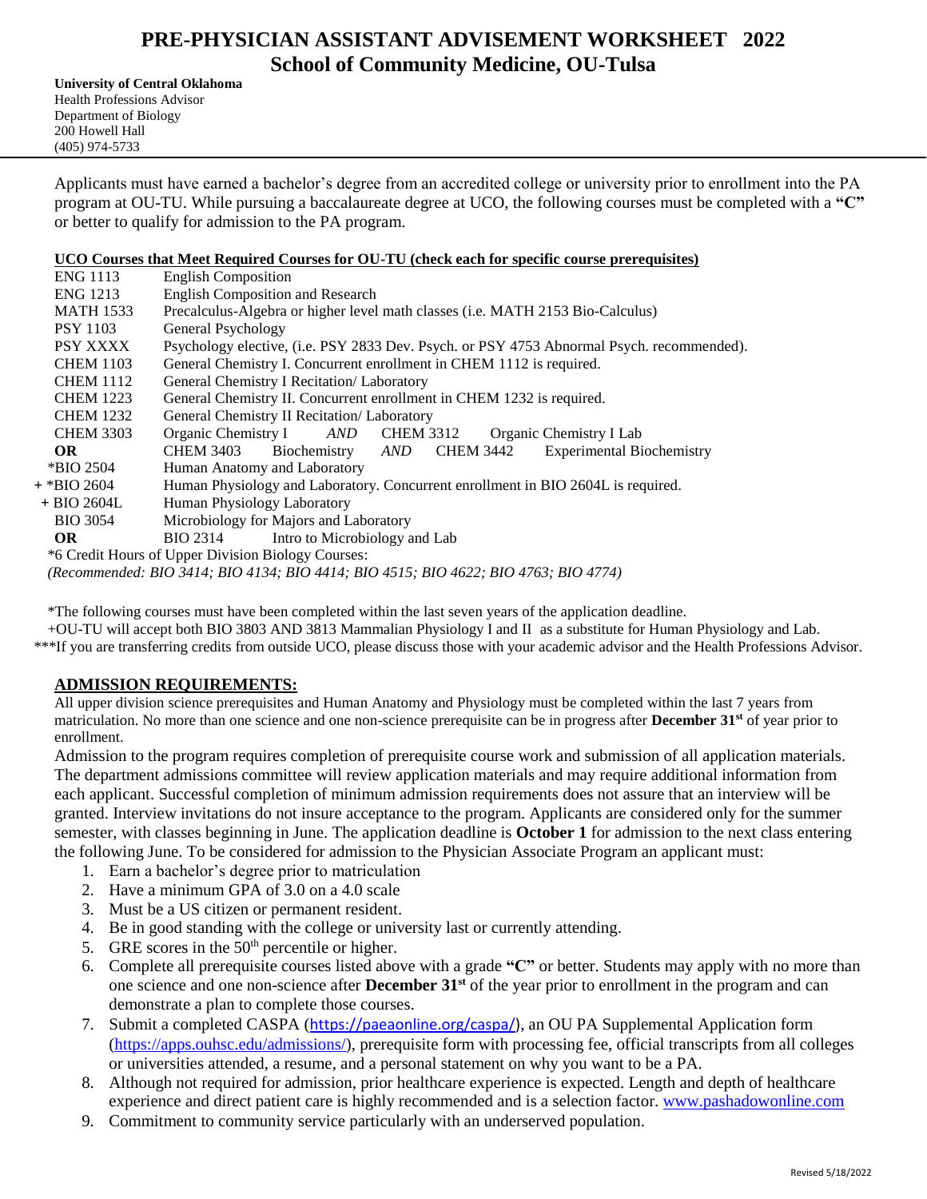# PRE-PHYSICIAN ASSISTANT ADVISEMENT WORKSHEET 2022
## School of Community Medicine, OU-Tulsa

**University of Central Oklahoma**
Health Professions Advisor
Department of Biology
200 Howell Hall
(405) 974-5733

Applicants must have earned a bachelor's degree from an accredited college or university prior to enrollment into the PA program at OU-TU. While pursuing a baccalaureate degree at UCO, the following courses must be completed with a **"C"** or better to qualify for admission to the PA program.

**UCO Courses that Meet Required Courses for OU-TU (check each for specific course prerequisites)**

| Course | Description |
|---|---|
| ENG 1113 | English Composition |
| ENG 1213 | English Composition and Research |
| MATH 1533 | Precalculus-Algebra or higher level math classes (i.e. MATH 2153 Bio-Calculus) |
| PSY 1103 | General Psychology |
| PSY XXXX | Psychology elective, (i.e. PSY 2833 Dev. Psych. or PSY 4753 Abnormal Psych. recommended). |
| CHEM 1103 | General Chemistry I. Concurrent enrollment in CHEM 1112 is required. |
| CHEM 1112 | General Chemistry I Recitation/ Laboratory |
| CHEM 1223 | General Chemistry II. Concurrent enrollment in CHEM 1232 is required. |
| CHEM 1232 | General Chemistry II Recitation/ Laboratory |
| CHEM 3303 | Organic Chemistry I *AND* CHEM 3312 Organic Chemistry I Lab |
| **OR** | CHEM 3403 Biochemistry *AND* CHEM 3442 Experimental Biochemistry |
| *BIO 2504 | Human Anatomy and Laboratory |
| + *BIO 2604 | Human Physiology and Laboratory. Concurrent enrollment in BIO 2604L is required. |
| + BIO 2604L | Human Physiology Laboratory |
| BIO 3054 | Microbiology for Majors and Laboratory |
| **OR** | BIO 2314 Intro to Microbiology and Lab |

*6 Credit Hours of Upper Division Biology Courses:
*(Recommended: BIO 3414; BIO 4134; BIO 4414; BIO 4515; BIO 4622; BIO 4763; BIO 4774)*

*The following courses must have been completed within the last seven years of the application deadline.
+OU-TU will accept both BIO 3803 AND 3813 Mammalian Physiology I and II as a substitute for Human Physiology and Lab.
***If you are transferring credits from outside UCO, please discuss those with your academic advisor and the Health Professions Advisor.

## ADMISSION REQUIREMENTS:

All upper division science prerequisites and Human Anatomy and Physiology must be completed within the last 7 years from matriculation. No more than one science and one non-science prerequisite can be in progress after **December 31st** of year prior to enrollment.

Admission to the program requires completion of prerequisite course work and submission of all application materials. The department admissions committee will review application materials and may require additional information from each applicant. Successful completion of minimum admission requirements does not assure that an interview will be granted. Interview invitations do not insure acceptance to the program. Applicants are considered only for the summer semester, with classes beginning in June. The application deadline is **October 1** for admission to the next class entering the following June. To be considered for admission to the Physician Associate Program an applicant must:

1. Earn a bachelor's degree prior to matriculation
2. Have a minimum GPA of 3.0 on a 4.0 scale
3. Must be a US citizen or permanent resident.
4. Be in good standing with the college or university last or currently attending.
5. GRE scores in the 50th percentile or higher.
6. Complete all prerequisite courses listed above with a grade **"C"** or better. Students may apply with no more than one science and one non-science after **December 31st** of the year prior to enrollment in the program and can demonstrate a plan to complete those courses.
7. Submit a completed CASPA (https://paeaonline.org/caspa/), an OU PA Supplemental Application form (https://apps.ouhsc.edu/admissions/), prerequisite form with processing fee, official transcripts from all colleges or universities attended, a resume, and a personal statement on why you want to be a PA.
8. Although not required for admission, prior healthcare experience is expected. Length and depth of healthcare experience and direct patient care is highly recommended and is a selection factor. www.pashadowonline.com
9. Commitment to community service particularly with an underserved population.

Revised 5/18/2022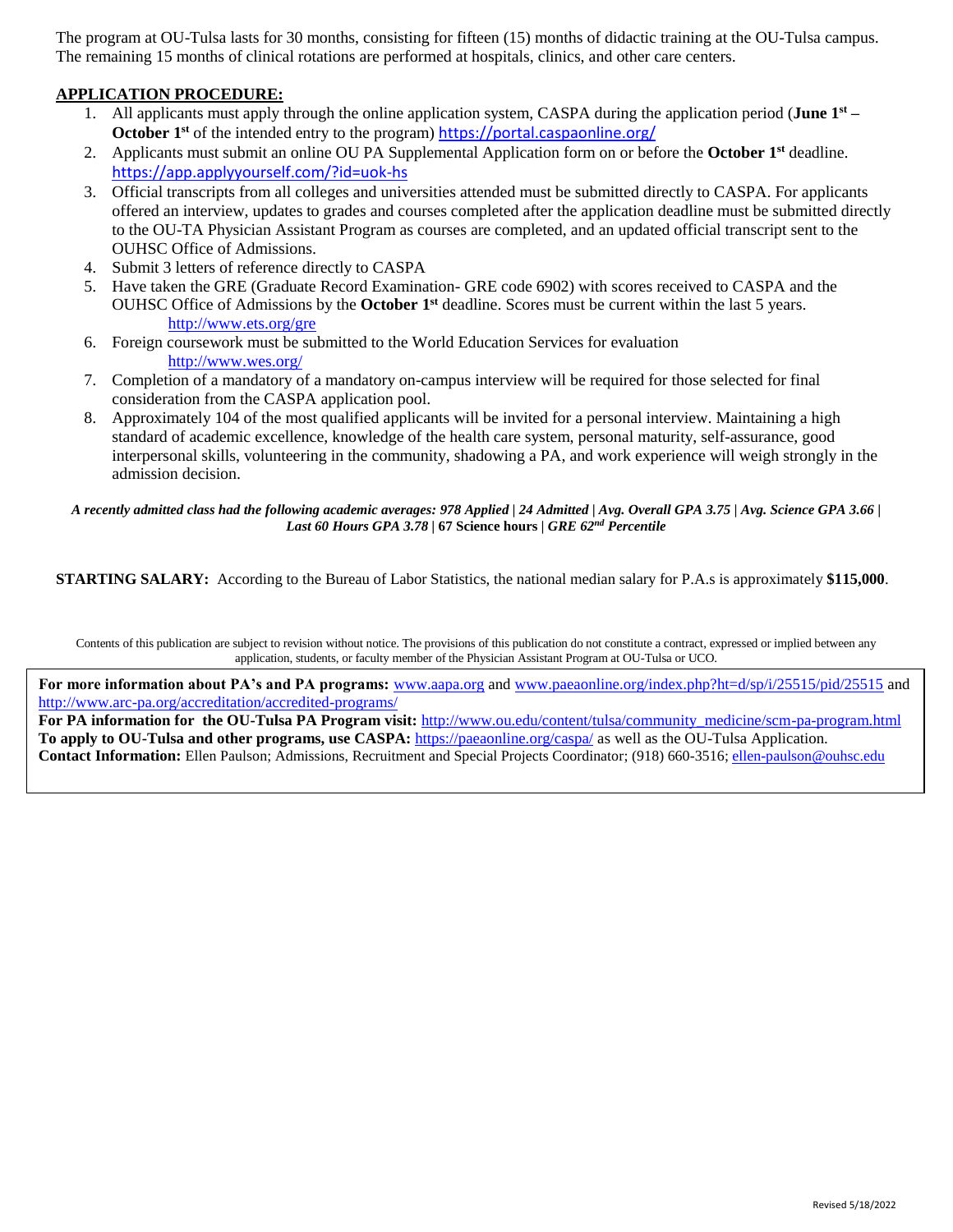The program at OU-Tulsa lasts for 30 months, consisting for fifteen (15) months of didactic training at the OU-Tulsa campus. The remaining 15 months of clinical rotations are performed at hospitals, clinics, and other care centers.

## APPLICATION PROCEDURE:

1. All applicants must apply through the online application system, CASPA during the application period (**June 1st – October 1st** of the intended entry to the program) https://portal.caspaonline.org/
2. Applicants must submit an online OU PA Supplemental Application form on or before the **October 1st** deadline. https://app.applyyourself.com/?id=uok-hs
3. Official transcripts from all colleges and universities attended must be submitted directly to CASPA. For applicants offered an interview, updates to grades and courses completed after the application deadline must be submitted directly to the OU-TA Physician Assistant Program as courses are completed, and an updated official transcript sent to the OUHSC Office of Admissions.
4. Submit 3 letters of reference directly to CASPA
5. Have taken the GRE (Graduate Record Examination- GRE code 6902) with scores received to CASPA and the OUHSC Office of Admissions by the **October 1st** deadline. Scores must be current within the last 5 years. http://www.ets.org/gre
6. Foreign coursework must be submitted to the World Education Services for evaluation http://www.wes.org/
7. Completion of a mandatory of a mandatory on-campus interview will be required for those selected for final consideration from the CASPA application pool.
8. Approximately 104 of the most qualified applicants will be invited for a personal interview. Maintaining a high standard of academic excellence, knowledge of the health care system, personal maturity, self-assurance, good interpersonal skills, volunteering in the community, shadowing a PA, and work experience will weigh strongly in the admission decision.

***A recently admitted class had the following academic averages: 978 Applied | 24 Admitted | Avg. Overall GPA 3.75 | Avg. Science GPA 3.66 | Last 60 Hours GPA 3.78 |* 67 Science hours *| GRE 62nd Percentile***

**STARTING SALARY:** According to the Bureau of Labor Statistics, the national median salary for P.A.s is approximately **$115,000**.

Contents of this publication are subject to revision without notice. The provisions of this publication do not constitute a contract, expressed or implied between any application, students, or faculty member of the Physician Assistant Program at OU-Tulsa or UCO.

**For more information about PA's and PA programs:** www.aapa.org and www.paeaonline.org/index.php?ht=d/sp/i/25515/pid/25515 and http://www.arc-pa.org/accreditation/accredited-programs/
**For PA information for the OU-Tulsa PA Program visit:** http://www.ou.edu/content/tulsa/community_medicine/scm-pa-program.html
**To apply to OU-Tulsa and other programs, use CASPA:** https://paeaonline.org/caspa/ as well as the OU-Tulsa Application.
**Contact Information:** Ellen Paulson; Admissions, Recruitment and Special Projects Coordinator; (918) 660-3516; ellen-paulson@ouhsc.edu

Revised 5/18/2022